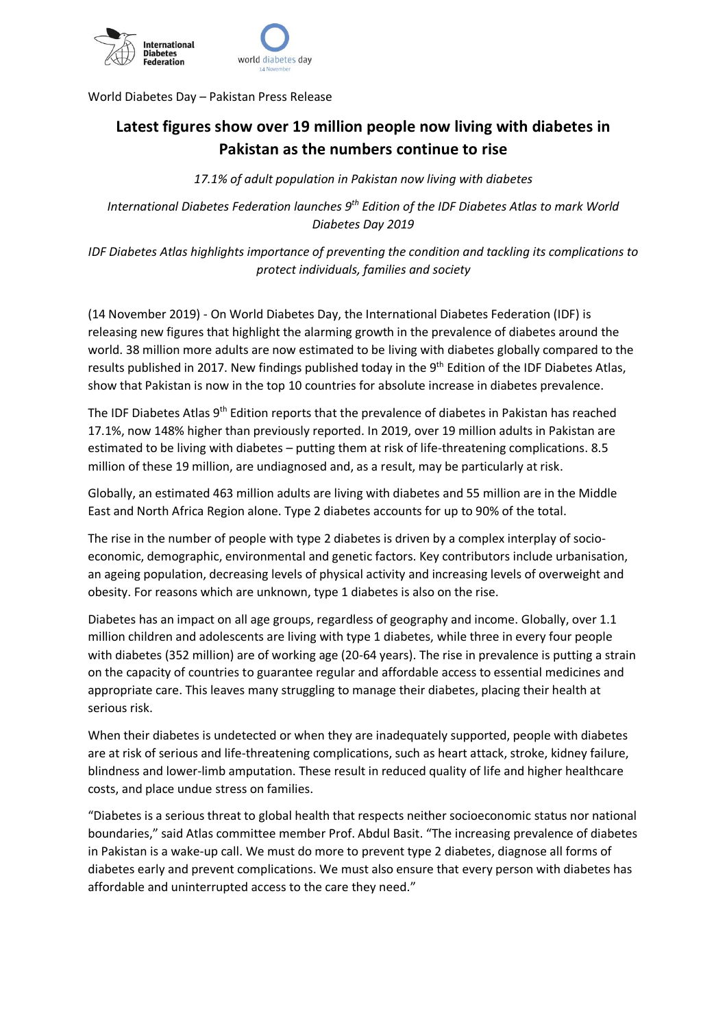World Diabetes Day – Pakistan Press Release

# Latest figures show over 19 million people now living with diabetes in Pakistan as the numbers continue to rise

*17.1% of adult population in Pakistan now living with diabetes*

*International Diabetes Federation launches 9th Edition of the IDF Diabetes Atlas to mark World Diabetes Day 2019*

*IDF Diabetes Atlas highlights importance of preventing the condition and tackling its complications to protect individuals, families and society*

(14 November 2019) - On World Diabetes Day, the International Diabetes Federation (IDF) is releasing new figures that highlight the alarming growth in the prevalence of diabetes around the world. 38 million more adults are now estimated to be living with diabetes globally compared to the results published in 2017. New findings published today in the 9th Edition of the IDF Diabetes Atlas, show that Pakistan is now in the top 10 countries for absolute increase in diabetes prevalence.

The IDF Diabetes Atlas 9th Edition reports that the prevalence of diabetes in Pakistan has reached 17.1%, now 148% higher than previously reported. In 2019, over 19 million adults in Pakistan are estimated to be living with diabetes – putting them at risk of life-threatening complications. 8.5 million of these 19 million, are undiagnosed and, as a result, may be particularly at risk.

Globally, an estimated 463 million adults are living with diabetes and 55 million are in the Middle East and North Africa Region alone. Type 2 diabetes accounts for up to 90% of the total.

The rise in the number of people with type 2 diabetes is driven by a complex interplay of socio-economic, demographic, environmental and genetic factors. Key contributors include urbanisation, an ageing population, decreasing levels of physical activity and increasing levels of overweight and obesity. For reasons which are unknown, type 1 diabetes is also on the rise.

Diabetes has an impact on all age groups, regardless of geography and income. Globally, over 1.1 million children and adolescents are living with type 1 diabetes, while three in every four people with diabetes (352 million) are of working age (20-64 years). The rise in prevalence is putting a strain on the capacity of countries to guarantee regular and affordable access to essential medicines and appropriate care. This leaves many struggling to manage their diabetes, placing their health at serious risk.

When their diabetes is undetected or when they are inadequately supported, people with diabetes are at risk of serious and life-threatening complications, such as heart attack, stroke, kidney failure, blindness and lower-limb amputation. These result in reduced quality of life and higher healthcare costs, and place undue stress on families.

"Diabetes is a serious threat to global health that respects neither socioeconomic status nor national boundaries," said Atlas committee member Prof. Abdul Basit. "The increasing prevalence of diabetes in Pakistan is a wake-up call. We must do more to prevent type 2 diabetes, diagnose all forms of diabetes early and prevent complications. We must also ensure that every person with diabetes has affordable and uninterrupted access to the care they need."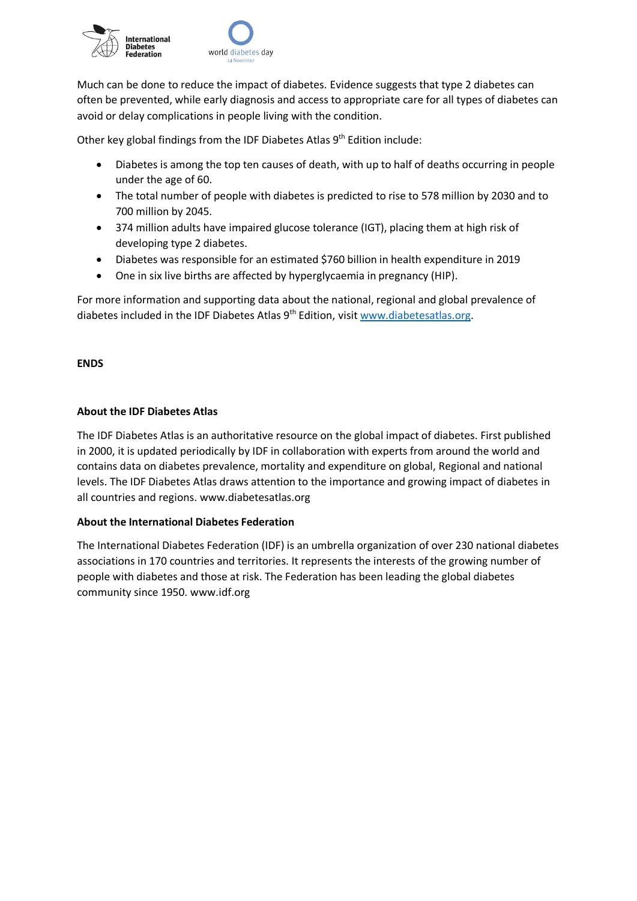Much can be done to reduce the impact of diabetes. Evidence suggests that type 2 diabetes can often be prevented, while early diagnosis and access to appropriate care for all types of diabetes can avoid or delay complications in people living with the condition.

Other key global findings from the IDF Diabetes Atlas 9th Edition include:

- Diabetes is among the top ten causes of death, with up to half of deaths occurring in people under the age of 60.
- The total number of people with diabetes is predicted to rise to 578 million by 2030 and to 700 million by 2045.
- 374 million adults have impaired glucose tolerance (IGT), placing them at high risk of developing type 2 diabetes.
- Diabetes was responsible for an estimated $760 billion in health expenditure in 2019
- One in six live births are affected by hyperglycaemia in pregnancy (HIP).

For more information and supporting data about the national, regional and global prevalence of diabetes included in the IDF Diabetes Atlas 9th Edition, visit [www.diabetesatlas.org](http://www.diabetesatlas.org).

**ENDS**

**About the IDF Diabetes Atlas**

The IDF Diabetes Atlas is an authoritative resource on the global impact of diabetes. First published in 2000, it is updated periodically by IDF in collaboration with experts from around the world and contains data on diabetes prevalence, mortality and expenditure on global, Regional and national levels. The IDF Diabetes Atlas draws attention to the importance and growing impact of diabetes in all countries and regions. www.diabetesatlas.org

**About the International Diabetes Federation**

The International Diabetes Federation (IDF) is an umbrella organization of over 230 national diabetes associations in 170 countries and territories. It represents the interests of the growing number of people with diabetes and those at risk. The Federation has been leading the global diabetes community since 1950. www.idf.org